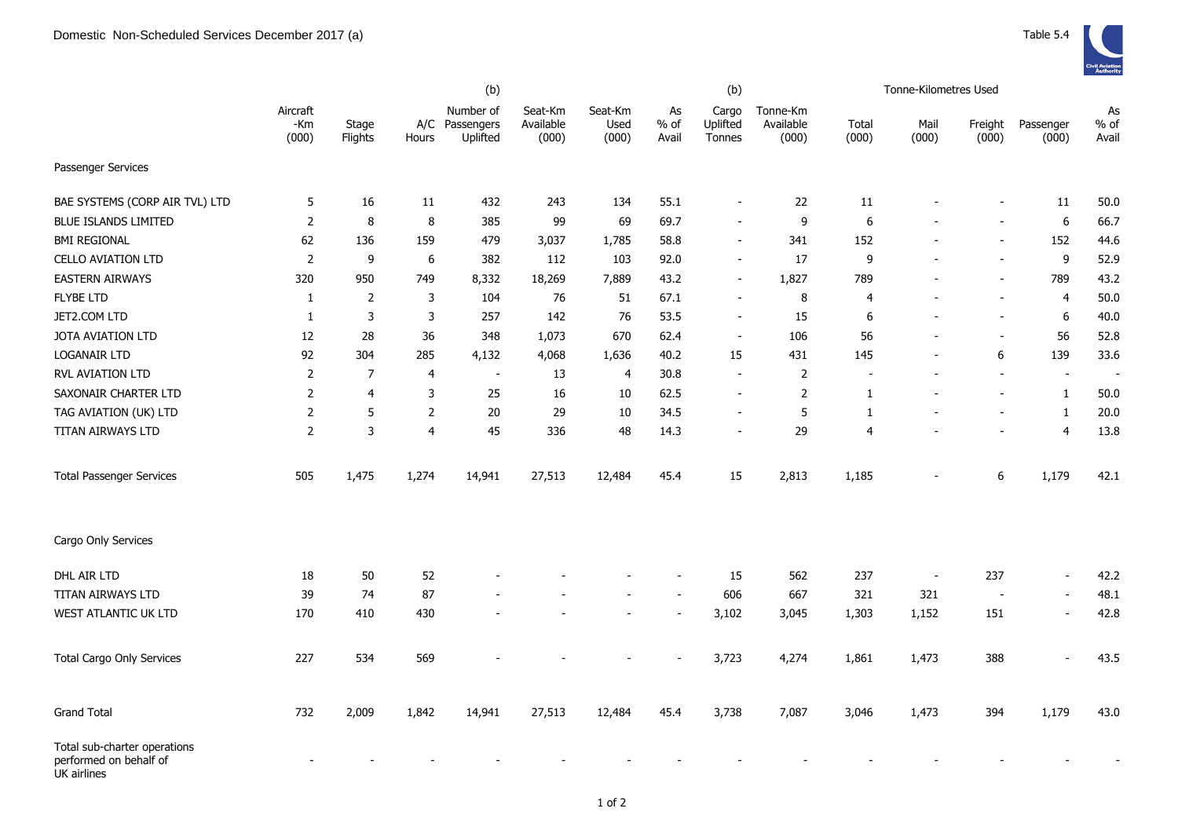Domestic Non-Scheduled Services December 2017 (a)

Table 5.4

| | Aircraft -Km (000) | Stage Flights | A/C Hours | (b) Number of Passengers Uplifted | Seat-Km Available (000) | Seat-Km Used (000) | As % of Avail | (b) Cargo Uplifted Tonnes | Tonne-Km Available (000) | Tonne-Kilometres Used Total (000) | Mail (000) | Freight (000) | Passenger (000) | As % of Avail |
|---|---|---|---|---|---|---|---|---|---|---|---|---|---|---|
| Passenger Services | | | | | | | | | | | | | | |
| BAE SYSTEMS (CORP AIR TVL) LTD | 5 | 16 | 11 | 432 | 243 | 134 | 55.1 | - | 22 | 11 | - | - | 11 | 50.0 |
| BLUE ISLANDS LIMITED | 2 | 8 | 8 | 385 | 99 | 69 | 69.7 | - | 9 | 6 | - | - | 6 | 66.7 |
| BMI REGIONAL | 62 | 136 | 159 | 479 | 3,037 | 1,785 | 58.8 | - | 341 | 152 | - | - | 152 | 44.6 |
| CELLO AVIATION LTD | 2 | 9 | 6 | 382 | 112 | 103 | 92.0 | - | 17 | 9 | - | - | 9 | 52.9 |
| EASTERN AIRWAYS | 320 | 950 | 749 | 8,332 | 18,269 | 7,889 | 43.2 | - | 1,827 | 789 | - | - | 789 | 43.2 |
| FLYBE LTD | 1 | 2 | 3 | 104 | 76 | 51 | 67.1 | - | 8 | 4 | - | - | 4 | 50.0 |
| JET2.COM LTD | 1 | 3 | 3 | 257 | 142 | 76 | 53.5 | - | 15 | 6 | - | - | 6 | 40.0 |
| JOTA AVIATION LTD | 12 | 28 | 36 | 348 | 1,073 | 670 | 62.4 | - | 106 | 56 | - | - | 56 | 52.8 |
| LOGANAIR LTD | 92 | 304 | 285 | 4,132 | 4,068 | 1,636 | 40.2 | 15 | 431 | 145 | - | 6 | 139 | 33.6 |
| RVL AVIATION LTD | 2 | 7 | 4 | - | 13 | 4 | 30.8 | - | 2 | - | - | - | - | - |
| SAXONAIR CHARTER LTD | 2 | 4 | 3 | 25 | 16 | 10 | 62.5 | - | 2 | 1 | - | - | 1 | 50.0 |
| TAG AVIATION (UK) LTD | 2 | 5 | 2 | 20 | 29 | 10 | 34.5 | - | 5 | 1 | - | - | 1 | 20.0 |
| TITAN AIRWAYS LTD | 2 | 3 | 4 | 45 | 336 | 48 | 14.3 | - | 29 | 4 | - | - | 4 | 13.8 |
| Total Passenger Services | 505 | 1,475 | 1,274 | 14,941 | 27,513 | 12,484 | 45.4 | 15 | 2,813 | 1,185 | - | 6 | 1,179 | 42.1 |
| Cargo Only Services | | | | | | | | | | | | | | |
| DHL AIR LTD | 18 | 50 | 52 | - | - | - | - | 15 | 562 | 237 | - | 237 | - | 42.2 |
| TITAN AIRWAYS LTD | 39 | 74 | 87 | - | - | - | - | 606 | 667 | 321 | 321 | - | - | 48.1 |
| WEST ATLANTIC UK LTD | 170 | 410 | 430 | - | - | - | - | 3,102 | 3,045 | 1,303 | 1,152 | 151 | - | 42.8 |
| Total Cargo Only Services | 227 | 534 | 569 | - | - | - | - | 3,723 | 4,274 | 1,861 | 1,473 | 388 | - | 43.5 |
| Grand Total | 732 | 2,009 | 1,842 | 14,941 | 27,513 | 12,484 | 45.4 | 3,738 | 7,087 | 3,046 | 1,473 | 394 | 1,179 | 43.0 |
| Total sub-charter operations performed on behalf of UK airlines | - | - | - | - | - | - | - | - | - | - | - | - | - | - |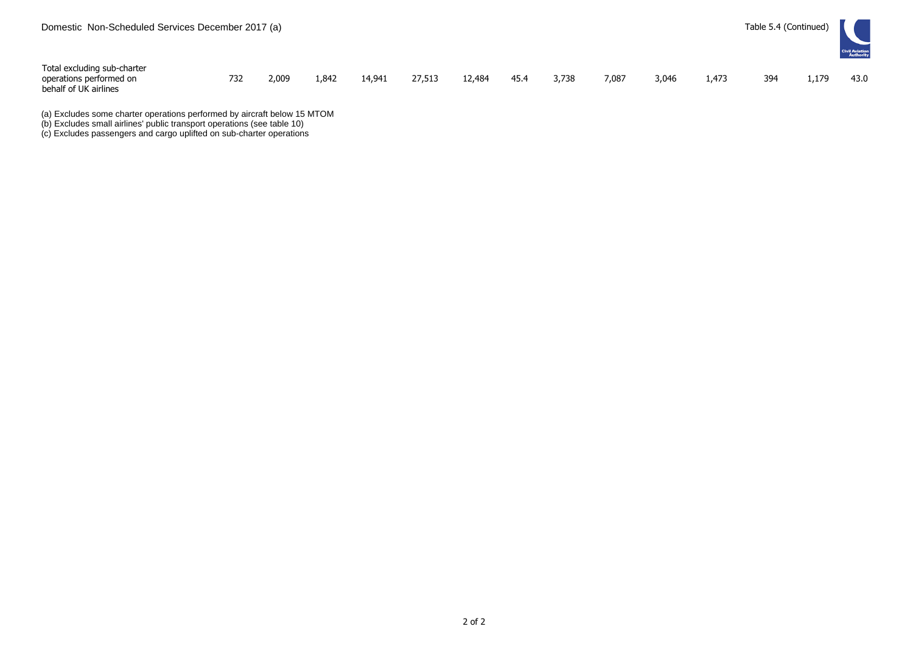Domestic Non-Scheduled Services December 2017 (a)

Table 5.4 (Continued)

| | | | | | | | | | | | | | | |
|---|---|---|---|---|---|---|---|---|---|---|---|---|---|---|
| Total excluding sub-charter operations performed on behalf of UK airlines | 732 | 2,009 | 1,842 | 14,941 | 27,513 | 12,484 | 45.4 | 3,738 | 7,087 | 3,046 | 1,473 | 394 | 1,179 | 43.0 |

(a) Excludes some charter operations performed by aircraft below 15 MTOM

(b) Excludes small airlines' public transport operations (see table 10)

(c) Excludes passengers and cargo uplifted on sub-charter operations